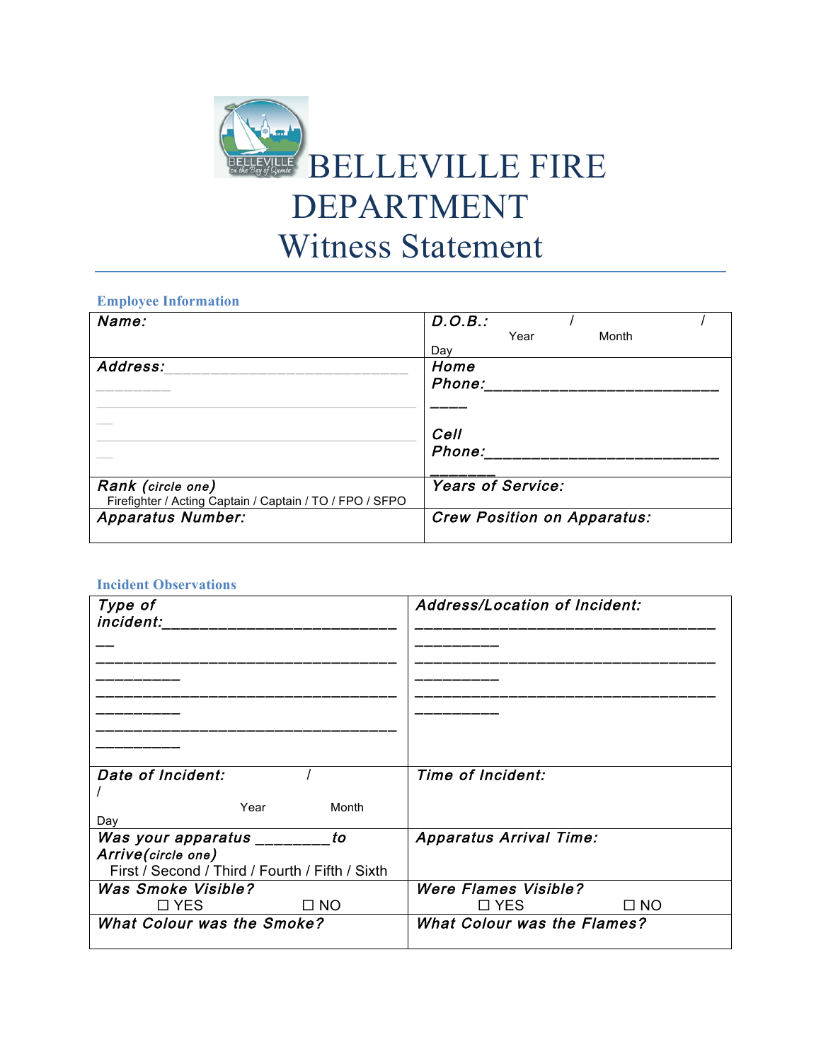# BELLEVILLE FIRE DEPARTMENT

# Witness Statement

## Employee Information

| | |
|---|---|
| ***Name:*** | ***D.O.B.:*** / / <br> Year Month Day |
| ***Address:*** ___________________________________ | ***Home Phone:*** ___________________________________ <br><br> ***Cell Phone:*** ___________________________________ |
| ***Rank** (circle one)* <br> Firefighter / Acting Captain / Captain / TO / FPO / SFPO | ***Years of Service:*** |
| ***Apparatus Number:*** | ***Crew Position on Apparatus:*** |

## Incident Observations

| | |
|---|---|
| ***Type of incident:*** ___________________________________ <br> ___________________________________ <br> ___________________________________ <br> ___________________________________ | ***Address/Location of Incident:*** <br> ___________________________________ <br> ___________________________________ <br> ___________________________________ |
| ***Date of Incident:*** / / <br> Year Month Day | ***Time of Incident:*** |
| ***Was your apparatus _________ to Arrive** (circle one)* <br> First / Second / Third / Fourth / Fifth / Sixth | ***Apparatus Arrival Time:*** |
| ***Was Smoke Visible?*** <br> ☐ YES ☐ NO | ***Were Flames Visible?*** <br> ☐ YES ☐ NO |
| ***What Colour was the Smoke?*** | ***What Colour was the Flames?*** |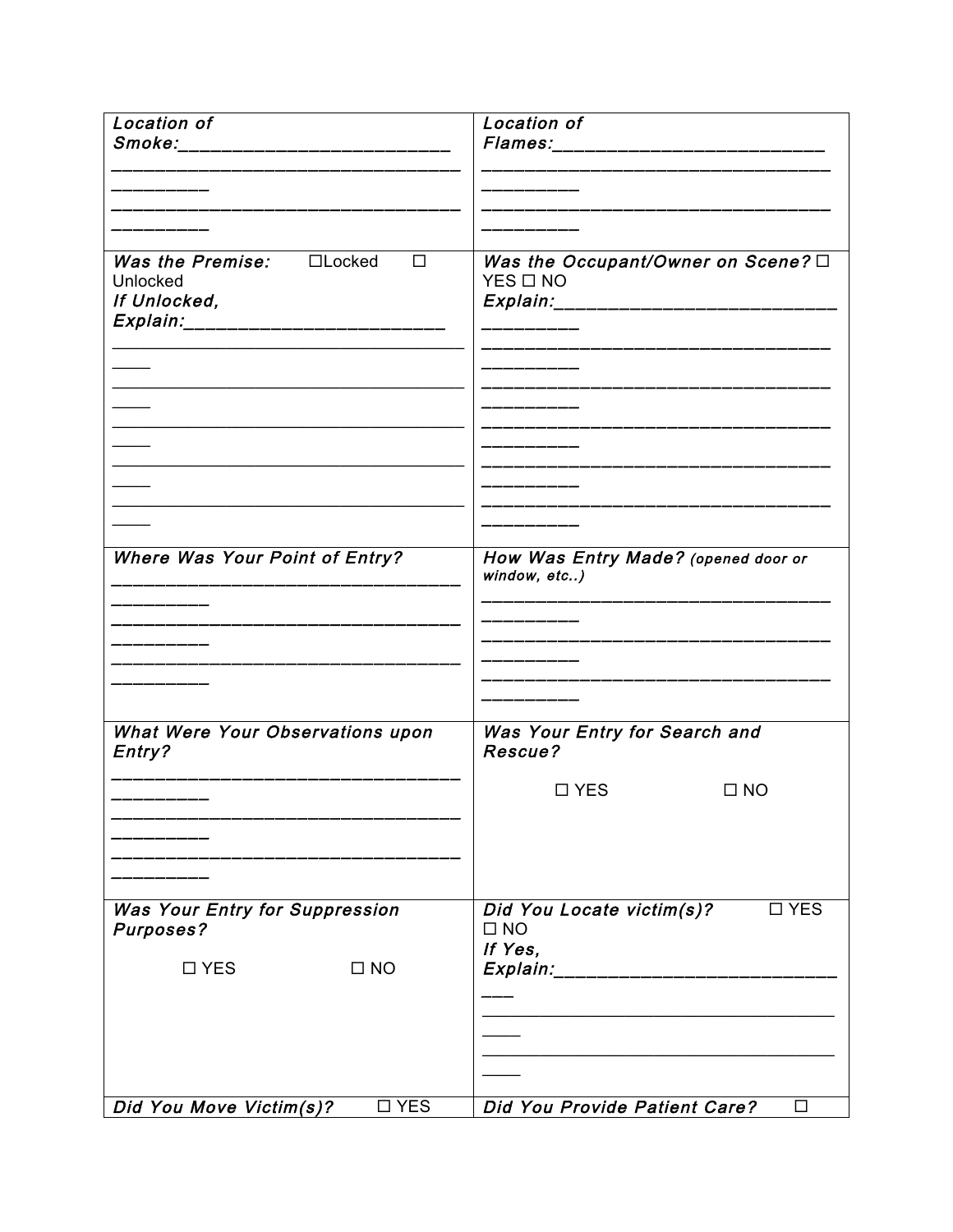| | |
|---|---|
| ***Location of Smoke:***\_\_\_\_\_\_\_\_\_\_\_\_\_\_\_\_\_\_\_\_\_\_\_\_\_\_\_\_\_\_\_\_\_\_\_\_\_\_\_\_\_\_\_\_\_\_\_\_\_\_\_\_\_\_\_\_\_\_\_\_\_\_\_\_\_\_\_\_\_\_\_\_\_\_\_\_\_\_\_\_\_\_\_\_\_\_\_\_\_\_\_\_\_\_\_\_\_\_\_\_\_\_\_\_\_\_\_\_\_\_\_\_\_\_\_ | ***Location of Flames:***\_\_\_\_\_\_\_\_\_\_\_\_\_\_\_\_\_\_\_\_\_\_\_\_\_\_\_\_\_\_\_\_\_\_\_\_\_\_\_\_\_\_\_\_\_\_\_\_\_\_\_\_\_\_\_\_\_\_\_\_\_\_\_\_\_\_\_\_\_\_\_\_\_\_\_\_\_\_\_\_\_\_\_\_\_\_\_\_\_\_\_\_\_\_\_\_\_\_\_\_\_\_\_\_\_\_\_\_\_\_\_\_\_\_ |
| ***Was the Premise:*** ☐Locked ☐ Unlocked ***If Unlocked, Explain:***\_\_\_\_\_\_\_\_\_\_\_\_\_\_\_\_\_\_\_\_\_\_\_\_\_\_\_\_\_\_\_\_\_\_\_\_\_\_\_\_\_\_\_\_\_\_\_\_\_\_\_\_\_\_\_\_\_\_\_\_\_\_\_\_\_\_\_\_\_\_\_\_\_\_\_\_\_\_\_\_\_\_\_\_\_\_\_\_\_\_\_\_\_\_\_\_\_\_\_\_\_\_\_\_\_\_\_\_\_\_\_\_\_\_\_\_\_\_\_\_\_\_\_\_\_\_\_\_\_\_\_\_\_\_\_\_\_\_\_\_\_\_\_\_\_\_\_\_\_\_\_\_\_\_\_\_\_\_\_\_\_\_\_\_\_\_\_\_\_\_\_\_\_\_\_\_\_\_\_\_\_\_\_\_\_\_\_\_\_\_\_\_\_\_ | ***Was the Occupant/Owner on Scene?*** ☐ YES ☐ NO ***Explain:***\_\_\_\_\_\_\_\_\_\_\_\_\_\_\_\_\_\_\_\_\_\_\_\_\_\_\_\_\_\_\_\_\_\_\_\_\_\_\_\_\_\_\_\_\_\_\_\_\_\_\_\_\_\_\_\_\_\_\_\_\_\_\_\_\_\_\_\_\_\_\_\_\_\_\_\_\_\_\_\_\_\_\_\_\_\_\_\_\_\_\_\_\_\_\_\_\_\_\_\_\_\_\_\_\_\_\_\_\_\_\_\_\_\_\_\_\_\_\_\_\_\_\_\_\_\_\_\_\_\_\_\_\_\_\_\_\_\_\_\_\_\_\_\_\_\_\_\_\_\_\_\_\_\_\_\_\_\_\_\_\_\_\_\_\_\_\_\_\_\_\_\_\_\_\_\_\_\_\_\_\_\_\_\_\_\_\_\_\_\_\_\_\_\_\_\_\_\_\_\_\_\_\_\_\_\_\_\_\_\_\_\_\_\_\_\_\_\_\_\_\_\_\_\_\_\_\_\_\_\_\_\_\_\_\_\_\_\_\_\_\_\_\_ |
| ***Where Was Your Point of Entry?*** \_\_\_\_\_\_\_\_\_\_\_\_\_\_\_\_\_\_\_\_\_\_\_\_\_\_\_\_\_\_\_\_\_\_\_\_\_\_\_\_\_\_\_\_\_\_\_\_\_\_\_\_\_\_\_\_\_\_\_\_\_\_\_\_\_\_\_\_\_\_\_\_\_\_\_\_\_\_\_\_\_\_\_\_\_\_\_\_\_\_\_\_\_\_\_\_\_\_\_\_\_\_\_\_\_\_\_\_\_\_\_\_\_\_\_\_\_\_\_\_\_\_\_\_\_\_\_\_\_\_\_\_\_\_\_\_\_\_\_\_\_\_\_\_\_\_ | ***How Was Entry Made?*** ***(opened door or window, etc..)*** \_\_\_\_\_\_\_\_\_\_\_\_\_\_\_\_\_\_\_\_\_\_\_\_\_\_\_\_\_\_\_\_\_\_\_\_\_\_\_\_\_\_\_\_\_\_\_\_\_\_\_\_\_\_\_\_\_\_\_\_\_\_\_\_\_\_\_\_\_\_\_\_\_\_\_\_\_\_\_\_\_\_\_\_\_\_\_\_\_\_\_\_\_\_\_\_\_\_\_\_\_\_\_\_\_\_\_\_\_\_\_\_\_\_\_\_\_\_\_\_\_\_\_\_\_\_\_\_\_\_\_\_\_\_\_\_\_\_\_\_\_\_\_\_\_\_ |
| ***What Were Your Observations upon Entry?*** \_\_\_\_\_\_\_\_\_\_\_\_\_\_\_\_\_\_\_\_\_\_\_\_\_\_\_\_\_\_\_\_\_\_\_\_\_\_\_\_\_\_\_\_\_\_\_\_\_\_\_\_\_\_\_\_\_\_\_\_\_\_\_\_\_\_\_\_\_\_\_\_\_\_\_\_\_\_\_\_\_\_\_\_\_\_\_\_\_\_\_\_\_\_\_\_\_\_\_\_\_\_\_\_\_\_\_\_\_\_\_\_\_\_\_\_\_\_\_\_\_\_\_\_\_\_\_\_\_\_\_\_\_\_\_\_\_\_\_\_\_\_\_\_\_\_ | ***Was Your Entry for Search and Rescue?*** ☐ YES ☐ NO |
| ***Was Your Entry for Suppression Purposes?*** ☐ YES ☐ NO | ***Did You Locate victim(s)?*** ☐ YES ☐ NO ***If Yes, Explain:***\_\_\_\_\_\_\_\_\_\_\_\_\_\_\_\_\_\_\_\_\_\_\_\_\_\_\_\_\_\_\_\_\_\_\_\_\_\_\_\_\_\_\_\_\_\_\_\_\_\_\_\_\_\_\_\_\_\_\_\_\_\_\_\_\_\_\_\_\_\_\_\_\_\_\_\_\_\_\_\_\_\_\_\_\_\_\_\_\_\_\_\_\_\_\_\_\_\_\_\_\_\_\_\_\_\_\_\_\_\_\_\_\_\_\_\_\_\_\_\_\_\_\_\_\_\_\_\_ |
| ***Did You Move Victim(s)?*** ☐ YES | ***Did You Provide Patient Care?*** ☐ |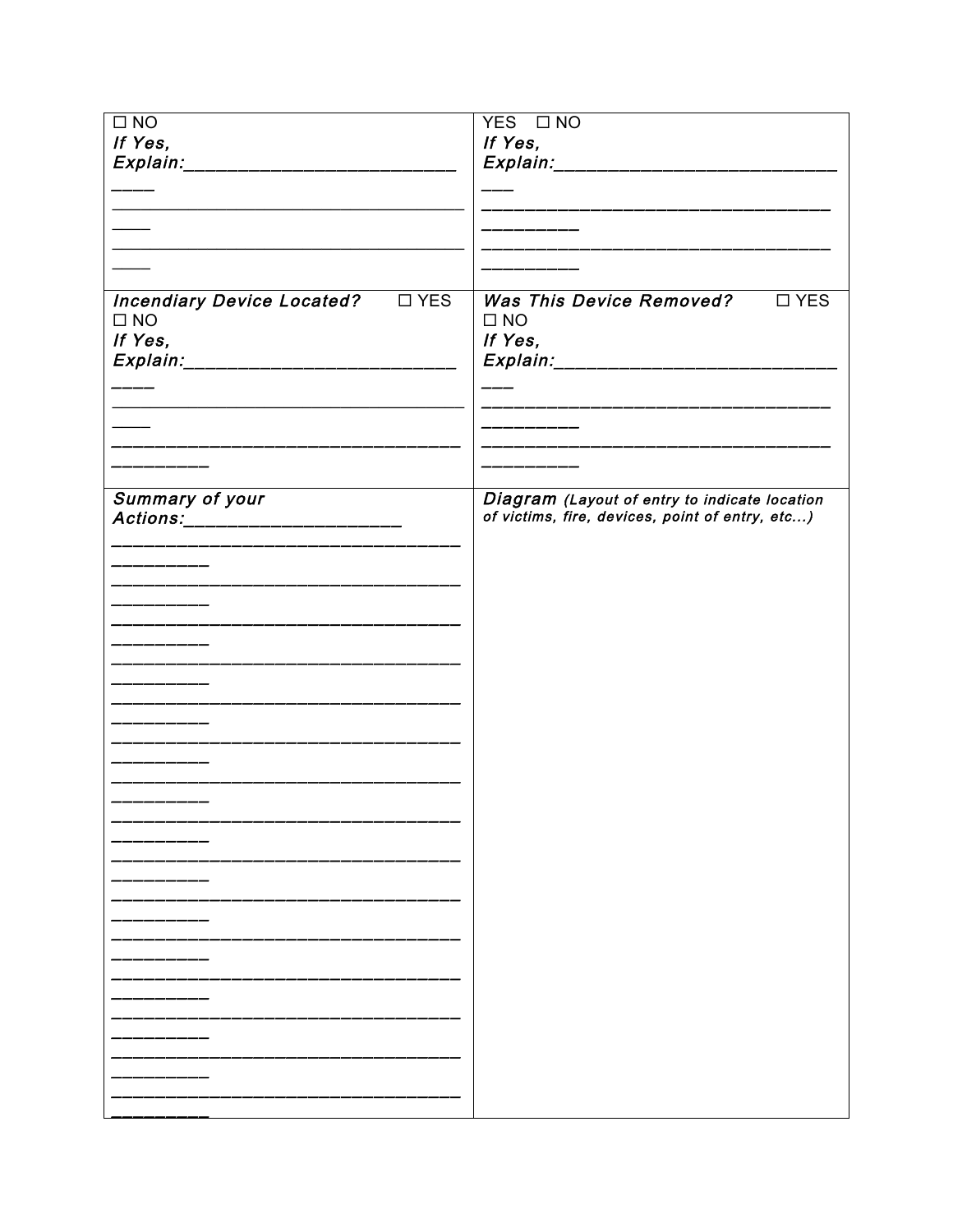| ☐ NO<br>*If Yes,*<br>*Explain:*___________________________________<br>____<br>_______________________________________________<br>____<br>_______________________________________________<br>____ | YES ☐ NO<br>*If Yes,*<br>*Explain:*_____________________________________<br>___<br>____________________________________________<br>__________<br>____________________________________________<br>__________ |
|---|---|
| ***Incendiary Device Located?*** ☐ YES<br>☐ NO<br>*If Yes,*<br>*Explain:*___________________________________<br>____<br>_______________________________________________<br>____<br>____________________________________________<br>__________ | ***Was This Device Removed?*** ☐ YES<br>☐ NO<br>*If Yes,*<br>*Explain:*_____________________________________<br>___<br>____________________________________________<br>__________<br>____________________________________________<br>__________ |
| ***Summary of your Actions:***_________________________<br>____________________________________________<br>__________<br>____________________________________________<br>__________<br>____________________________________________<br>__________<br>____________________________________________<br>__________<br>____________________________________________<br>__________<br>____________________________________________<br>__________<br>____________________________________________<br>__________<br>____________________________________________<br>__________<br>____________________________________________<br>__________<br>____________________________________________<br>__________<br>____________________________________________<br>__________<br>____________________________________________<br>__________<br>____________________________________________<br>__________<br>____________________________________________<br>__________<br>____________________________________________<br>__________ | ***Diagram*** ***(Layout of entry to indicate location of victims, fire, devices, point of entry, etc...)*** |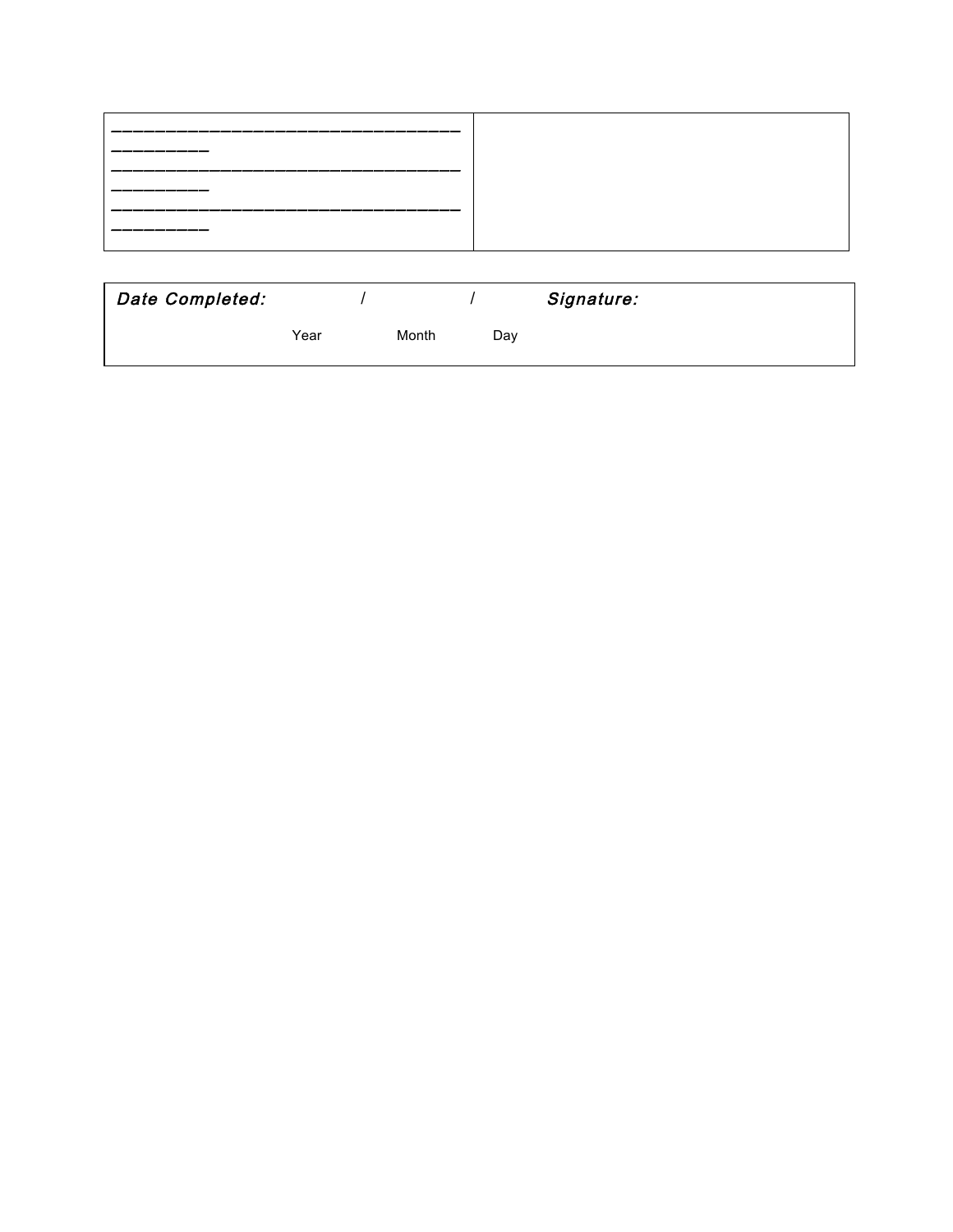| | |
|---|---|
| ______________________________________ __________ ______________________________________ __________ ______________________________________ __________ | |

| | | | | |
|---|---|---|---|---|
| ***Date Completed:*** | / | / | | ***Signature:*** |
| | Year | Month | Day | |